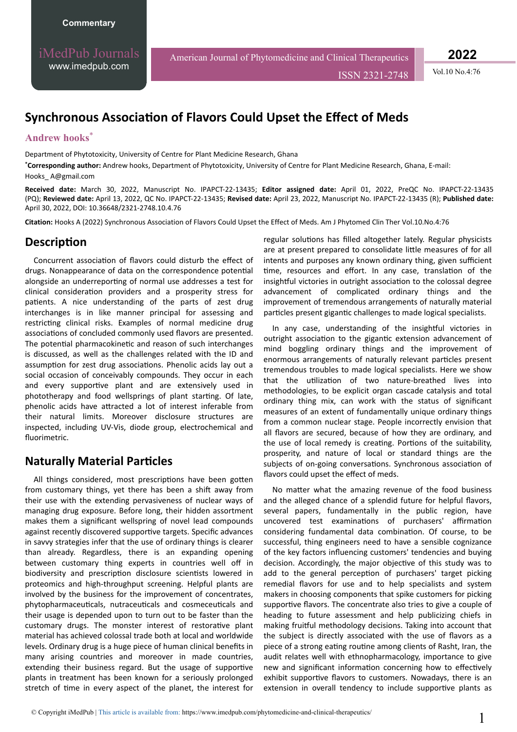Commentary

# Synchronous Association of Flavors Could Upset the Effect of Meds

**Andrew hooks***

Department of Phytotoxicity, University of Centre for Plant Medicine Research, Ghana

***Corresponding author:** Andrew hooks, Department of Phytotoxicity, University of Centre for Plant Medicine Research, Ghana, E-mail: Hooks_ A@gmail.com

**Received date:** March 30, 2022, Manuscript No. IPAPCT-22-13435; **Editor assigned date:** April 01, 2022, PreQC No. IPAPCT-22-13435 (PQ); **Reviewed date:** April 13, 2022, QC No. IPAPCT-22-13435; **Revised date:** April 23, 2022, Manuscript No. IPAPCT-22-13435 (R); **Published date:** April 30, 2022, DOI: 10.36648/2321-2748.10.4.76

**Citation:** Hooks A (2022) Synchronous Association of Flavors Could Upset the Effect of Meds. Am J Phytomed Clin Ther Vol.10.No.4:76

## Description

Concurrent association of flavors could disturb the effect of drugs. Nonappearance of data on the correspondence potential alongside an underreporting of normal use addresses a test for clinical consideration providers and a prosperity stress for patients. A nice understanding of the parts of zest drug interchanges is in like manner principal for assessing and restricting clinical risks. Examples of normal medicine drug associations of concluded commonly used flavors are presented. The potential pharmacokinetic and reason of such interchanges is discussed, as well as the challenges related with the ID and assumption for zest drug associations. Phenolic acids lay out a social occasion of conceivably compounds. They occur in each and every supportive plant and are extensively used in phototherapy and food wellsprings of plant starting. Of late, phenolic acids have attracted a lot of interest inferable from their natural limits. Moreover disclosure structures are inspected, including UV-Vis, diode group, electrochemical and fluorimetric.

## Naturally Material Particles

All things considered, most prescriptions have been gotten from customary things, yet there has been a shift away from their use with the extending pervasiveness of nuclear ways of managing drug exposure. Before long, their hidden assortment makes them a significant wellspring of novel lead compounds against recently discovered supportive targets. Specific advances in savvy strategies infer that the use of ordinary things is clearer than already. Regardless, there is an expanding opening between customary thing experts in countries well off in biodiversity and prescription disclosure scientists lowered in proteomics and high-throughput screening. Helpful plants are involved by the business for the improvement of concentrates, phytopharmaceuticals, nutraceuticals and cosmeceuticals and their usage is depended upon to turn out to be faster than the customary drugs. The monster interest of restorative plant material has achieved colossal trade both at local and worldwide levels. Ordinary drug is a huge piece of human clinical benefits in many arising countries and moreover in made countries, extending their business regard. But the usage of supportive plants in treatment has been known for a seriously prolonged stretch of time in every aspect of the planet, the interest for regular solutions has filled altogether lately. Regular physicists are at present prepared to consolidate little measures of for all intents and purposes any known ordinary thing, given sufficient time, resources and effort. In any case, translation of the insightful victories in outright association to the colossal degree advancement of complicated ordinary things and the improvement of tremendous arrangements of naturally material particles present gigantic challenges to made logical specialists.

In any case, understanding of the insightful victories in outright association to the gigantic extension advancement of mind boggling ordinary things and the improvement of enormous arrangements of naturally relevant particles present tremendous troubles to made logical specialists. Here we show that the utilization of two nature-breathed lives into methodologies, to be explicit organ cascade catalysis and total ordinary thing mix, can work with the status of significant measures of an extent of fundamentally unique ordinary things from a common nuclear stage. People incorrectly envision that all flavors are secured, because of how they are ordinary, and the use of local remedy is creating. Portions of the suitability, prosperity, and nature of local or standard things are the subjects of on-going conversations. Synchronous association of flavors could upset the effect of meds.

No matter what the amazing revenue of the food business and the alleged chance of a splendid future for helpful flavors, several papers, fundamentally in the public region, have uncovered test examinations of purchasers' affirmation considering fundamental data combination. Of course, to be successful, thing engineers need to have a sensible cognizance of the key factors influencing customers' tendencies and buying decision. Accordingly, the major objective of this study was to add to the general perception of purchasers' target picking remedial flavors for use and to help specialists and system makers in choosing components that spike customers for picking supportive flavors. The concentrate also tries to give a couple of heading to future assessment and help publicizing chiefs in making fruitful methodology decisions. Taking into account that the subject is directly associated with the use of flavors as a piece of a strong eating routine among clients of Rasht, Iran, the audit relates well with ethnopharmacology, importance to give new and significant information concerning how to effectively exhibit supportive flavors to customers. Nowadays, there is an extension in overall tendency to include supportive plants as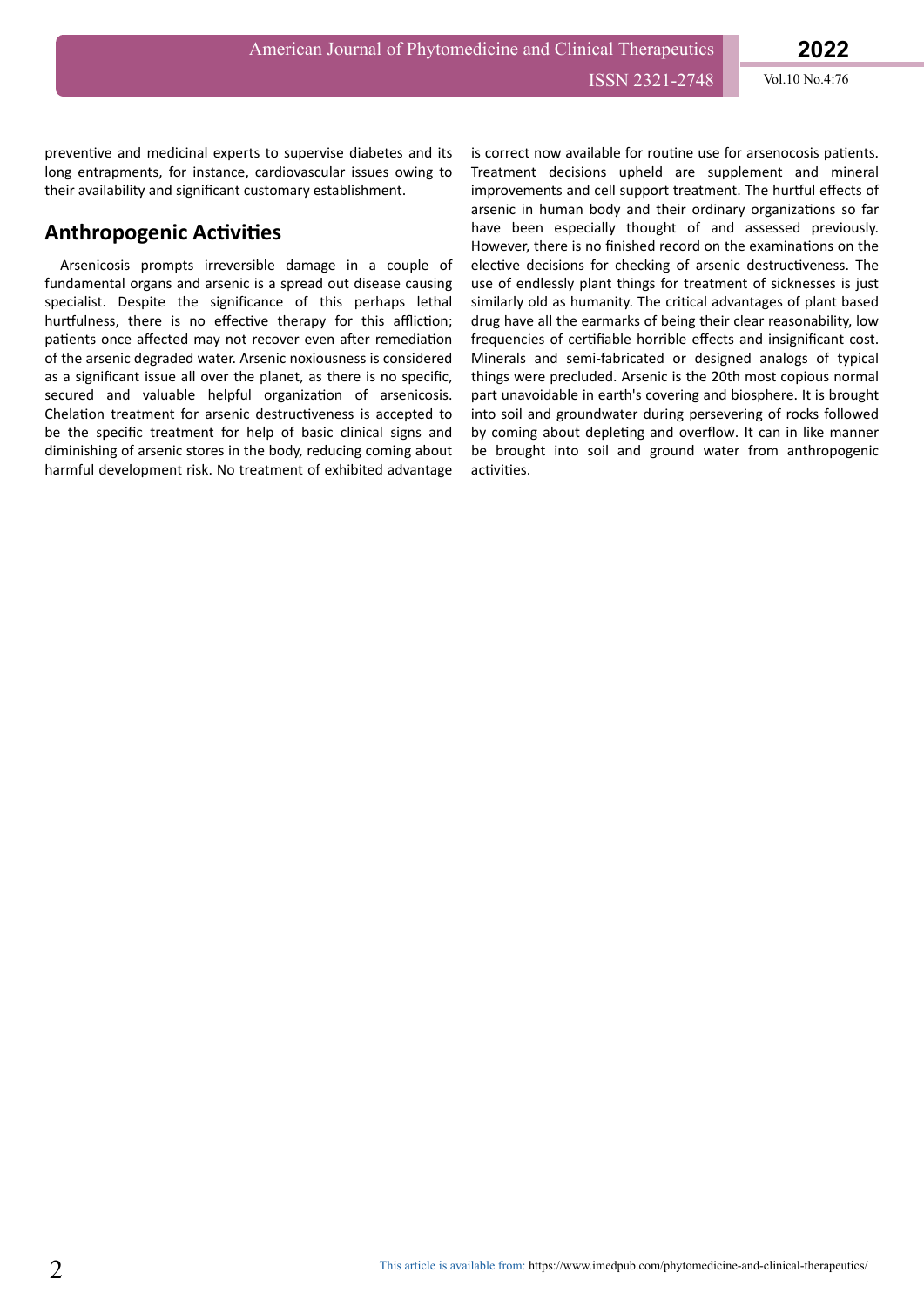preventive and medicinal experts to supervise diabetes and its long entrapments, for instance, cardiovascular issues owing to their availability and significant customary establishment.

## Anthropogenic Activities

Arsenicosis prompts irreversible damage in a couple of fundamental organs and arsenic is a spread out disease causing specialist. Despite the significance of this perhaps lethal hurtfulness, there is no effective therapy for this affliction; patients once affected may not recover even after remediation of the arsenic degraded water. Arsenic noxiousness is considered as a significant issue all over the planet, as there is no specific, secured and valuable helpful organization of arsenicosis. Chelation treatment for arsenic destructiveness is accepted to be the specific treatment for help of basic clinical signs and diminishing of arsenic stores in the body, reducing coming about harmful development risk. No treatment of exhibited advantage is correct now available for routine use for arsenocosis patients. Treatment decisions upheld are supplement and mineral improvements and cell support treatment. The hurtful effects of arsenic in human body and their ordinary organizations so far have been especially thought of and assessed previously. However, there is no finished record on the examinations on the elective decisions for checking of arsenic destructiveness. The use of endlessly plant things for treatment of sicknesses is just similarly old as humanity. The critical advantages of plant based drug have all the earmarks of being their clear reasonability, low frequencies of certifiable horrible effects and insignificant cost. Minerals and semi-fabricated or designed analogs of typical things were precluded. Arsenic is the 20th most copious normal part unavoidable in earth's covering and biosphere. It is brought into soil and groundwater during persevering of rocks followed by coming about depleting and overflow. It can in like manner be brought into soil and ground water from anthropogenic activities.